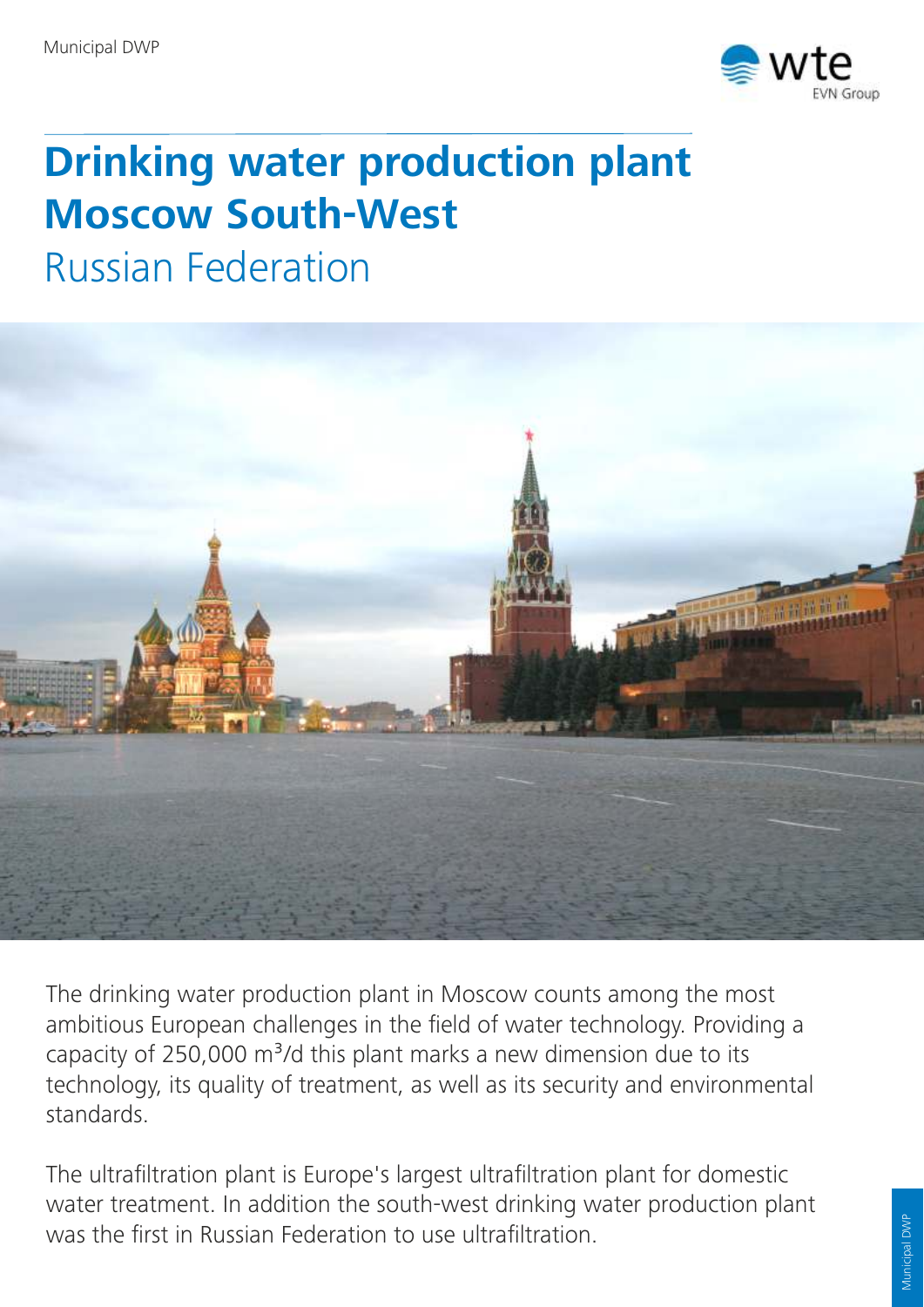# Drinking water production plant Moscow South-West

## Russian Federation

The drinking water production plant in Moscow counts among the most ambitious European challenges in the field of water technology. Providing a capacity of 250,000 $m^3$/d this plant marks a new dimension due to its technology, its quality of treatment, as well as its security and environmental standards.

The ultrafiltration plant is Europe's largest ultrafiltration plant for domestic water treatment. In addition the south-west drinking water production plant was the first in Russian Federation to use ultrafiltration.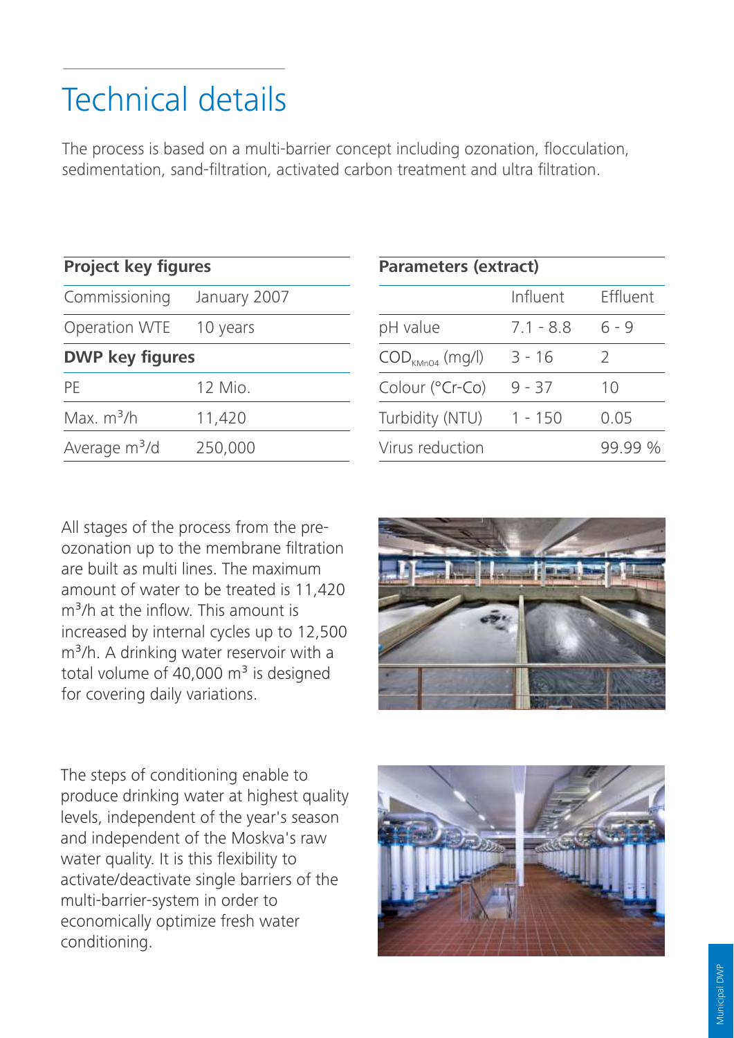# Technical details

The process is based on a multi-barrier concept including ozonation, flocculation, sedimentation, sand-filtration, activated carbon treatment and ultra filtration.

| **Project key figures** | |
|---|---|
| Commissioning | January 2007 |
| Operation WTE | 10 years |
| **DWP key figures** | |
| PE | 12 Mio. |
| Max. $m^3$/h | 11,420 |
| Average $m^3$/d | 250,000 |

| **Parameters (extract)** | | |
|---|---|---|
| | Influent | Effluent |
| pH value | 7.1 - 8.8 | 6 - 9 |
| $COD_{KMnO4}$ (mg/l) | 3 - 16 | 2 |
| Colour (°Cr-Co) | 9 - 37 | 10 |
| Turbidity (NTU) | 1 - 150 | 0.05 |
| Virus reduction | | 99.99 % |

All stages of the process from the pre-ozonation up to the membrane filtration are built as multi lines. The maximum amount of water to be treated is 11,420 $m^3$/h at the inflow. This amount is increased by internal cycles up to 12,500 $m^3$/h. A drinking water reservoir with a total volume of 40,000 $m^3$ is designed for covering daily variations.

The steps of conditioning enable to produce drinking water at highest quality levels, independent of the year's season and independent of the Moskva's raw water quality. It is this flexibility to activate/deactivate single barriers of the multi-barrier-system in order to economically optimize fresh water conditioning.